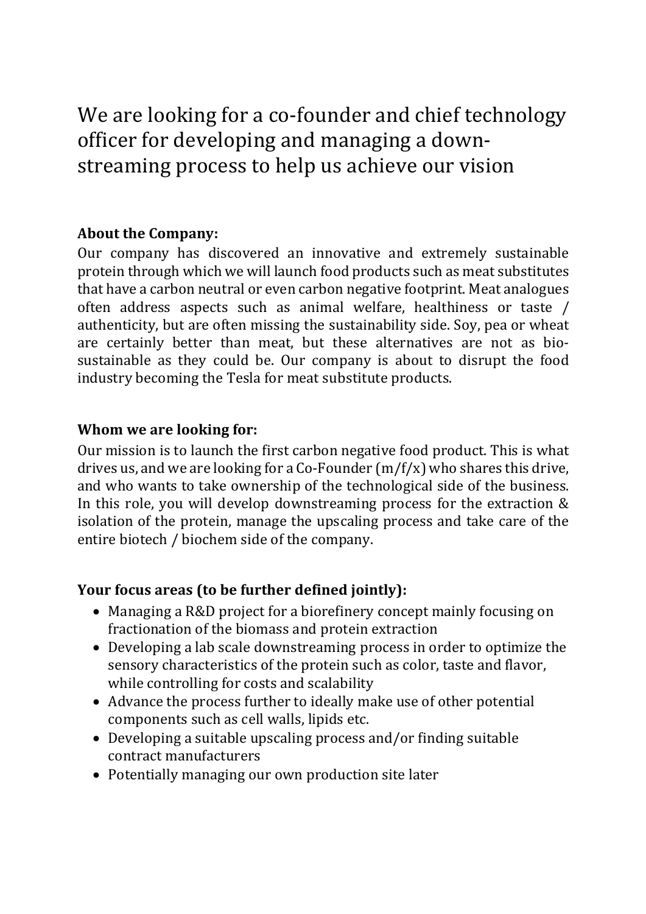# We are looking for a co-founder and chief technology officer for developing and managing a down-streaming process to help us achieve our vision

**About the Company:**

Our company has discovered an innovative and extremely sustainable protein through which we will launch food products such as meat substitutes that have a carbon neutral or even carbon negative footprint. Meat analogues often address aspects such as animal welfare, healthiness or taste / authenticity, but are often missing the sustainability side. Soy, pea or wheat are certainly better than meat, but these alternatives are not as bio-sustainable as they could be. Our company is about to disrupt the food industry becoming the Tesla for meat substitute products.

**Whom we are looking for:**

Our mission is to launch the first carbon negative food product. This is what drives us, and we are looking for a Co-Founder (m/f/x) who shares this drive, and who wants to take ownership of the technological side of the business. In this role, you will develop downstreaming process for the extraction & isolation of the protein, manage the upscaling process and take care of the entire biotech / biochem side of the company.

**Your focus areas (to be further defined jointly):**

- Managing a R&D project for a biorefinery concept mainly focusing on fractionation of the biomass and protein extraction
- Developing a lab scale downstreaming process in order to optimize the sensory characteristics of the protein such as color, taste and flavor, while controlling for costs and scalability
- Advance the process further to ideally make use of other potential components such as cell walls, lipids etc.
- Developing a suitable upscaling process and/or finding suitable contract manufacturers
- Potentially managing our own production site later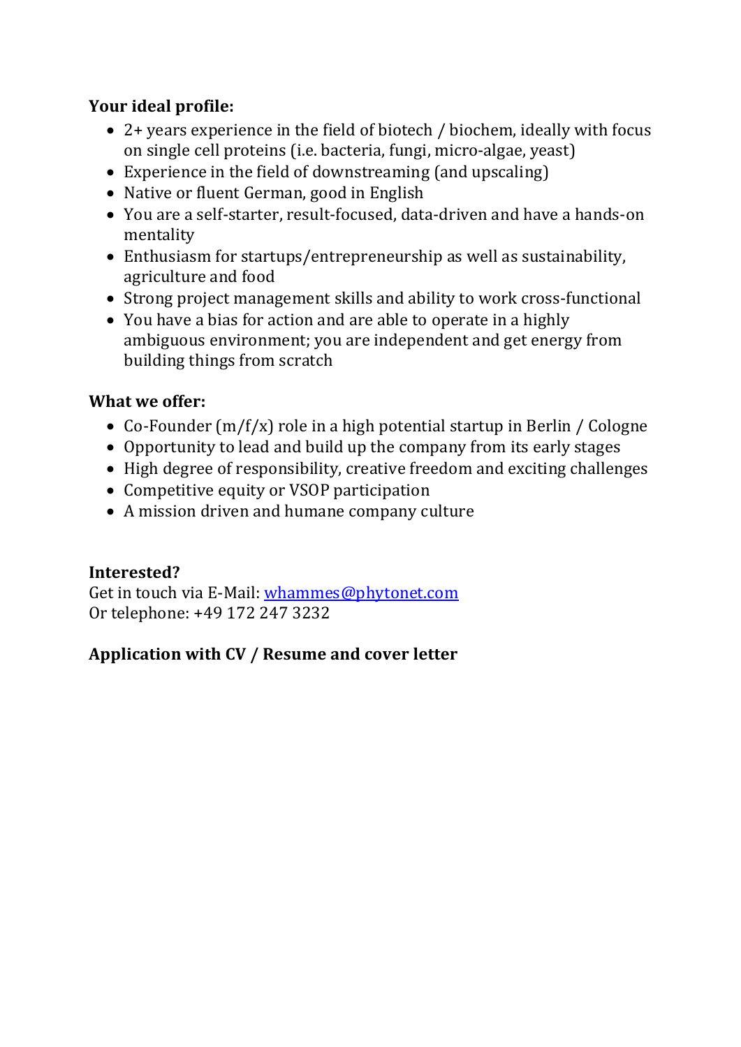**Your ideal profile:**

- 2+ years experience in the field of biotech / biochem, ideally with focus on single cell proteins (i.e. bacteria, fungi, micro-algae, yeast)
- Experience in the field of downstreaming (and upscaling)
- Native or fluent German, good in English
- You are a self-starter, result-focused, data-driven and have a hands-on mentality
- Enthusiasm for startups/entrepreneurship as well as sustainability, agriculture and food
- Strong project management skills and ability to work cross-functional
- You have a bias for action and are able to operate in a highly ambiguous environment; you are independent and get energy from building things from scratch

**What we offer:**

- Co-Founder (m/f/x) role in a high potential startup in Berlin / Cologne
- Opportunity to lead and build up the company from its early stages
- High degree of responsibility, creative freedom and exciting challenges
- Competitive equity or VSOP participation
- A mission driven and humane company culture

**Interested?**
Get in touch via E-Mail: whammes@phytonet.com
Or telephone: +49 172 247 3232

**Application with CV / Resume and cover letter**